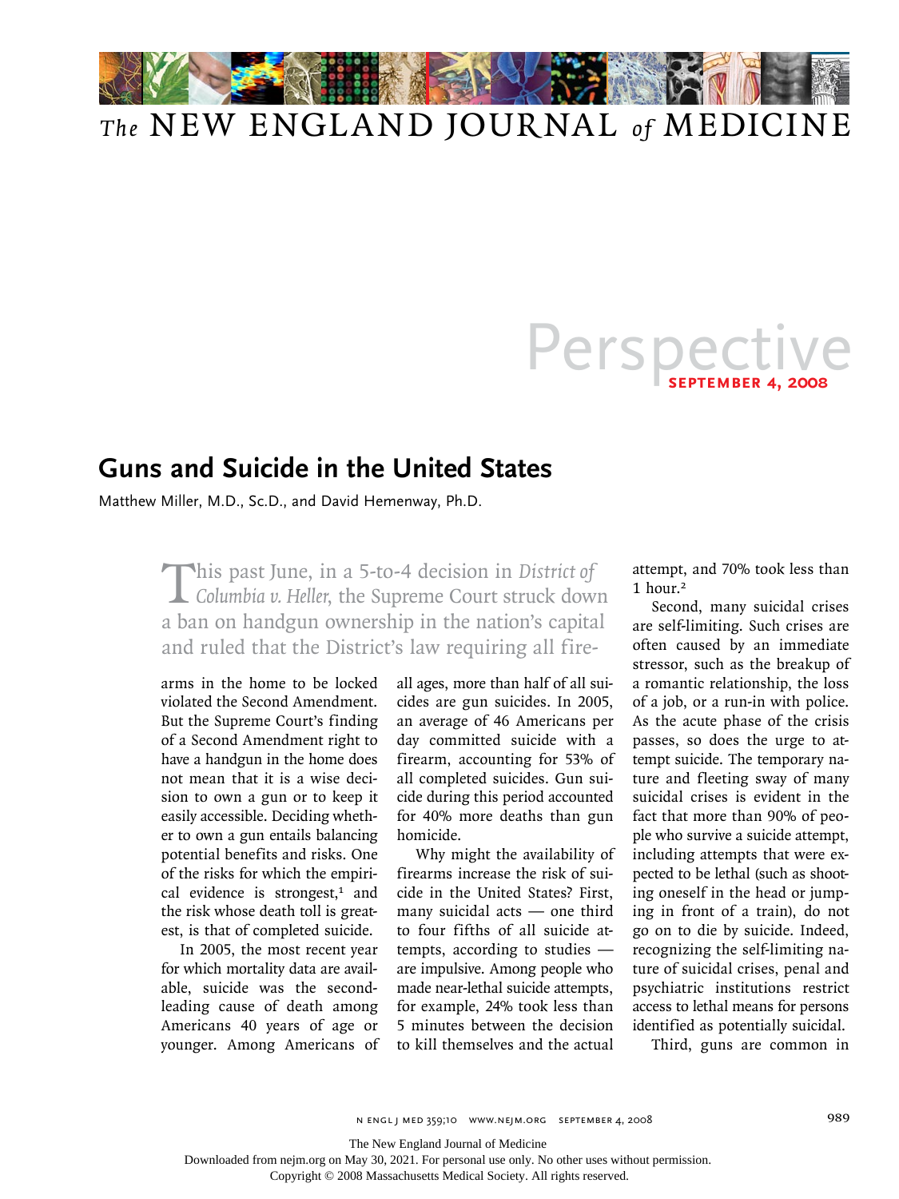# Perspective

**SEPTEMBER 4, 2008**

## Guns and Suicide in the United States

Matthew Miller, M.D., Sc.D., and David Hemenway, Ph.D.

This past June, in a 5-to-4 decision in *District of Columbia v. Heller*, the Supreme Court struck down a ban on handgun ownership in the nation's capital and ruled that the District's law requiring all firearms in the home to be locked violated the Second Amendment. But the Supreme Court's finding of a Second Amendment right to have a handgun in the home does not mean that it is a wise decision to own a gun or to keep it easily accessible. Deciding whether to own a gun entails balancing potential benefits and risks. One of the risks for which the empirical evidence is strongest,[1] and the risk whose death toll is greatest, is that of completed suicide.

In 2005, the most recent year for which mortality data are available, suicide was the second-leading cause of death among Americans 40 years of age or younger. Among Americans of all ages, more than half of all suicides are gun suicides. In 2005, an average of 46 Americans per day committed suicide with a firearm, accounting for 53% of all completed suicides. Gun suicide during this period accounted for 40% more deaths than gun homicide.

Why might the availability of firearms increase the risk of suicide in the United States? First, many suicidal acts — one third to four fifths of all suicide attempts, according to studies — are impulsive. Among people who made near-lethal suicide attempts, for example, 24% took less than 5 minutes between the decision to kill themselves and the actual attempt, and 70% took less than 1 hour.[2]

Second, many suicidal crises are self-limiting. Such crises are often caused by an immediate stressor, such as the breakup of a romantic relationship, the loss of a job, or a run-in with police. As the acute phase of the crisis passes, so does the urge to attempt suicide. The temporary nature and fleeting sway of many suicidal crises is evident in the fact that more than 90% of people who survive a suicide attempt, including attempts that were expected to be lethal (such as shooting oneself in the head or jumping in front of a train), do not go on to die by suicide. Indeed, recognizing the self-limiting nature of suicidal crises, penal and psychiatric institutions restrict access to lethal means for persons identified as potentially suicidal.

Third, guns are common in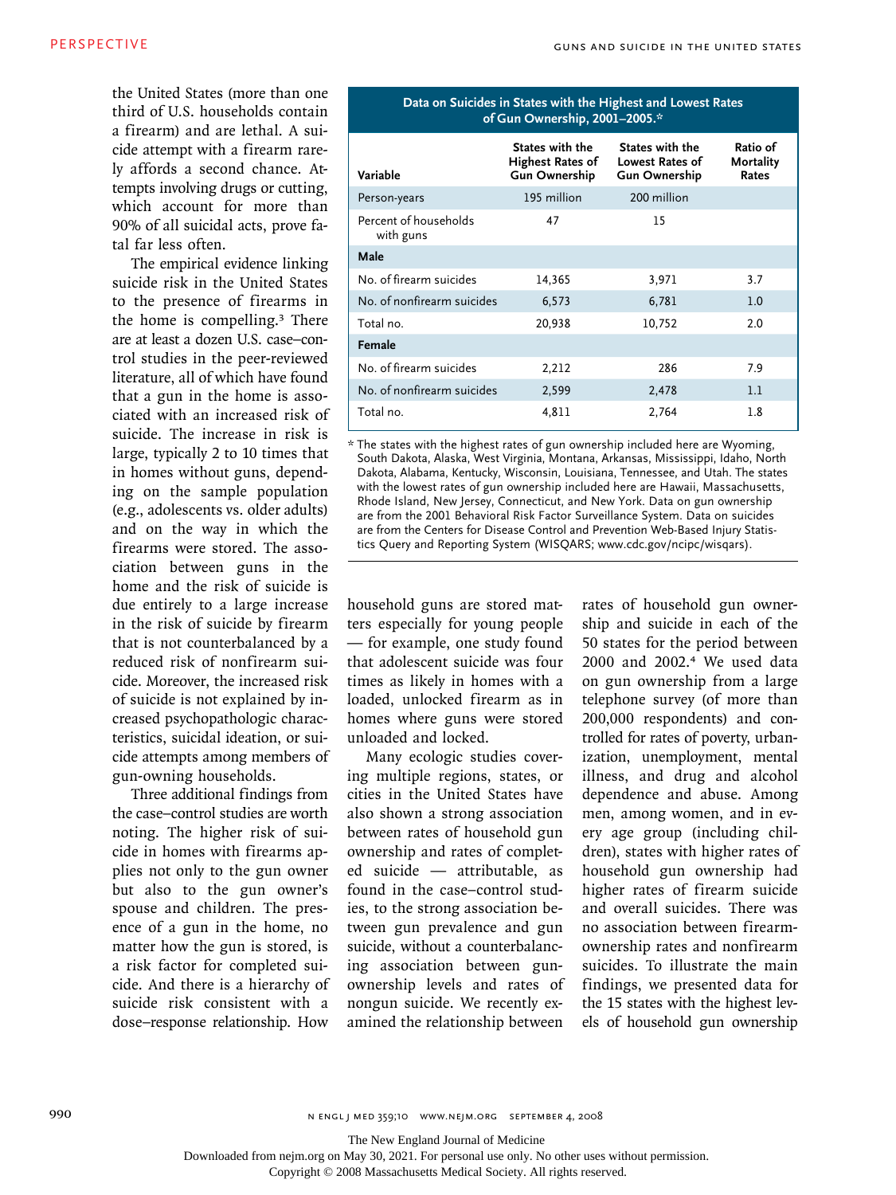the United States (more than one third of U.S. households contain a firearm) and are lethal. A suicide attempt with a firearm rarely affords a second chance. Attempts involving drugs or cutting, which account for more than 90% of all suicidal acts, prove fatal far less often.

The empirical evidence linking suicide risk in the United States to the presence of firearms in the home is compelling.[3] There are at least a dozen U.S. case–control studies in the peer-reviewed literature, all of which have found that a gun in the home is associated with an increased risk of suicide. The increase in risk is large, typically 2 to 10 times that in homes without guns, depending on the sample population (e.g., adolescents vs. older adults) and on the way in which the firearms were stored. The association between guns in the home and the risk of suicide is due entirely to a large increase in the risk of suicide by firearm that is not counterbalanced by a reduced risk of nonfirearm suicide. Moreover, the increased risk of suicide is not explained by increased psychopathologic characteristics, suicidal ideation, or suicide attempts among members of gun-owning households.

Three additional findings from the case–control studies are worth noting. The higher risk of suicide in homes with firearms applies not only to the gun owner but also to the gun owner's spouse and children. The presence of a gun in the home, no matter how the gun is stored, is a risk factor for completed suicide. And there is a hierarchy of suicide risk consistent with a dose–response relationship. How household guns are stored matters especially for young people — for example, one study found that adolescent suicide was four times as likely in homes with a loaded, unlocked firearm as in homes where guns were stored unloaded and locked.

Many ecologic studies covering multiple regions, states, or cities in the United States have also shown a strong association between rates of household gun ownership and rates of completed suicide — attributable, as found in the case–control studies, to the strong association between gun prevalence and gun suicide, without a counterbalancing association between gun-ownership levels and rates of nongun suicide. We recently examined the relationship between rates of household gun ownership and suicide in each of the 50 states for the period between 2000 and 2002.[4] We used data on gun ownership from a large telephone survey (of more than 200,000 respondents) and controlled for rates of poverty, urbanization, unemployment, mental illness, and drug and alcohol dependence and abuse. Among men, among women, and in every age group (including children), states with higher rates of household gun ownership had higher rates of firearm suicide and overall suicides. There was no association between firearm-ownership rates and nonfirearm suicides. To illustrate the main findings, we presented data for the 15 states with the highest levels of household gun ownership

**Data on Suicides in States with the Highest and Lowest Rates of Gun Ownership, 2001–2005.***

| Variable | States with the Highest Rates of Gun Ownership | States with the Lowest Rates of Gun Ownership | Ratio of Mortality Rates |
|---|---|---|---|
| Person-years | 195 million | 200 million | |
| Percent of households with guns | 47 | 15 | |
| **Male** | | | |
| No. of firearm suicides | 14,365 | 3,971 | 3.7 |
| No. of nonfirearm suicides | 6,573 | 6,781 | 1.0 |
| Total no. | 20,938 | 10,752 | 2.0 |
| **Female** | | | |
| No. of firearm suicides | 2,212 | 286 | 7.9 |
| No. of nonfirearm suicides | 2,599 | 2,478 | 1.1 |
| Total no. | 4,811 | 2,764 | 1.8 |

\* The states with the highest rates of gun ownership included here are Wyoming, South Dakota, Alaska, West Virginia, Montana, Arkansas, Mississippi, Idaho, North Dakota, Alabama, Kentucky, Wisconsin, Louisiana, Tennessee, and Utah. The states with the lowest rates of gun ownership included here are Hawaii, Massachusetts, Rhode Island, New Jersey, Connecticut, and New York. Data on gun ownership are from the 2001 Behavioral Risk Factor Surveillance System. Data on suicides are from the Centers for Disease Control and Prevention Web-Based Injury Statistics Query and Reporting System (WISQARS; www.cdc.gov/ncipc/wisqars).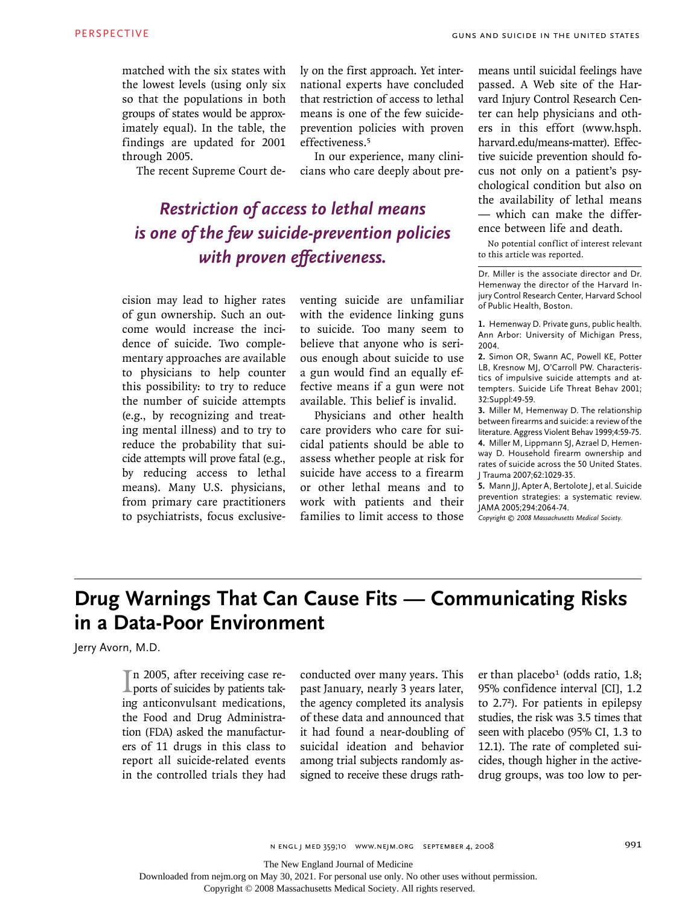matched with the six states with the lowest levels (using only six so that the populations in both groups of states would be approximately equal). In the table, the findings are updated for 2001 through 2005.

The recent Supreme Court decision may lead to higher rates of gun ownership. Such an outcome would increase the incidence of suicide. Two complementary approaches are available to physicians to help counter this possibility: to try to reduce the number of suicide attempts (e.g., by recognizing and treating mental illness) and to try to reduce the probability that suicide attempts will prove fatal (e.g., by reducing access to lethal means). Many U.S. physicians, from primary care practitioners to psychiatrists, focus exclusively on the first approach. Yet international experts have concluded that restriction of access to lethal means is one of the few suicide-prevention policies with proven effectiveness.[5]

> ***Restriction of access to lethal means is one of the few suicide-prevention policies with proven effectiveness.***

In our experience, many clinicians who care deeply about preventing suicide are unfamiliar with the evidence linking guns to suicide. Too many seem to believe that anyone who is serious enough about suicide to use a gun would find an equally effective means if a gun were not available. This belief is invalid.

Physicians and other health care providers who care for suicidal patients should be able to assess whether people at risk for suicide have access to a firearm or other lethal means and to work with patients and their families to limit access to those means until suicidal feelings have passed. A Web site of the Harvard Injury Control Research Center can help physicians and others in this effort (www.hsph.harvard.edu/means-matter). Effective suicide prevention should focus not only on a patient's psychological condition but also on the availability of lethal means — which can make the difference between life and death.

No potential conflict of interest relevant to this article was reported.

Dr. Miller is the associate director and Dr. Hemenway the director of the Harvard Injury Control Research Center, Harvard School of Public Health, Boston.

1. Hemenway D. Private guns, public health. Ann Arbor: University of Michigan Press, 2004.
2. Simon OR, Swann AC, Powell KE, Potter LB, Kresnow MJ, O'Carroll PW. Characteristics of impulsive suicide attempts and attempters. Suicide Life Threat Behav 2001; 32:Suppl:49-59.
3. Miller M, Hemenway D. The relationship between firearms and suicide: a review of the literature. Aggress Violent Behav 1999;4:59-75.
4. Miller M, Lippmann SJ, Azrael D, Hemenway D. Household firearm ownership and rates of suicide across the 50 United States. J Trauma 2007;62:1029-35.
5. Mann JJ, Apter A, Bertolote J, et al. Suicide prevention strategies: a systematic review. JAMA 2005;294:2064-74.

*Copyright © 2008 Massachusetts Medical Society.*

# Drug Warnings That Can Cause Fits — Communicating Risks in a Data-Poor Environment

Jerry Avorn, M.D.

In 2005, after receiving case reports of suicides by patients taking anticonvulsant medications, the Food and Drug Administration (FDA) asked the manufacturers of 11 drugs in this class to report all suicide-related events in the controlled trials they had conducted over many years. This past January, nearly 3 years later, the agency completed its analysis of these data and announced that it had found a near-doubling of suicidal ideation and behavior among trial subjects randomly assigned to receive these drugs rather than placebo[1] (odds ratio, 1.8; 95% confidence interval [CI], 1.2 to 2.7[2]). For patients in epilepsy studies, the risk was 3.5 times that seen with placebo (95% CI, 1.3 to 12.1). The rate of completed suicides, though higher in the active-drug groups, was too low to per-